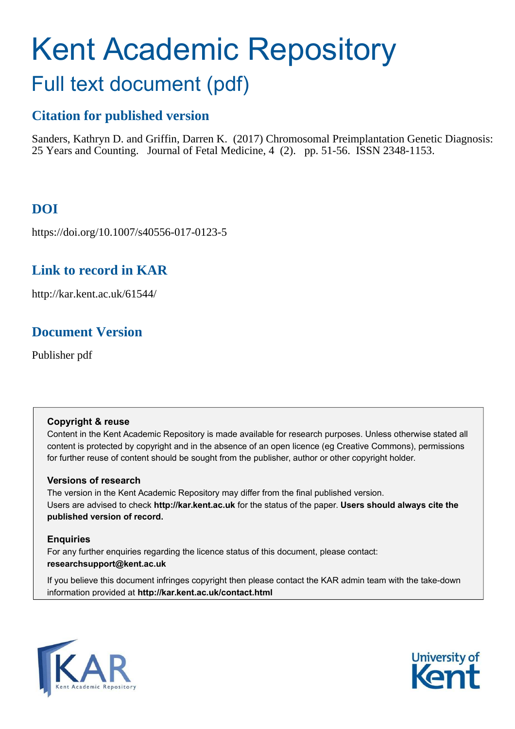# Kent Academic Repository

## Full text document (pdf)

### Citation for published version

Sanders, Kathryn D. and Griffin, Darren K. (2017) Chromosomal Preimplantation Genetic Diagnosis: 25 Years and Counting. Journal of Fetal Medicine, 4 (2). pp. 51-56. ISSN 2348-1153.

### DOI

https://doi.org/10.1007/s40556-017-0123-5

### Link to record in KAR

http://kar.kent.ac.uk/61544/

### Document Version

Publisher pdf

**Copyright & reuse**

Content in the Kent Academic Repository is made available for research purposes. Unless otherwise stated all content is protected by copyright and in the absence of an open licence (eg Creative Commons), permissions for further reuse of content should be sought from the publisher, author or other copyright holder.

**Versions of research**

The version in the Kent Academic Repository may differ from the final published version. Users are advised to check **http://kar.kent.ac.uk** for the status of the paper. **Users should always cite the published version of record.**

**Enquiries**

For any further enquiries regarding the licence status of this document, please contact: **researchsupport@kent.ac.uk**

If you believe this document infringes copyright then please contact the KAR admin team with the take-down information provided at **http://kar.kent.ac.uk/contact.html**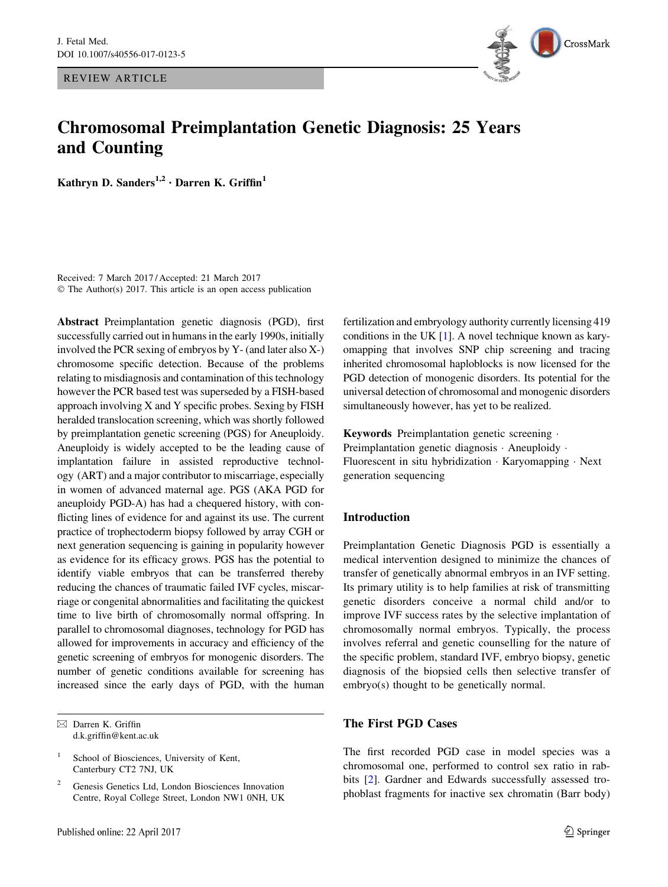REVIEW ARTICLE

# Chromosomal Preimplantation Genetic Diagnosis: 25 Years and Counting

**Kathryn D. Sanders[1,2] · Darren K. Griffin[1]**

Received: 7 March 2017 / Accepted: 21 March 2017
© The Author(s) 2017. This article is an open access publication

**Abstract** Preimplantation genetic diagnosis (PGD), first successfully carried out in humans in the early 1990s, initially involved the PCR sexing of embryos by Y- (and later also X-) chromosome specific detection. Because of the problems relating to misdiagnosis and contamination of this technology however the PCR based test was superseded by a FISH-based approach involving X and Y specific probes. Sexing by FISH heralded translocation screening, which was shortly followed by preimplantation genetic screening (PGS) for Aneuploidy. Aneuploidy is widely accepted to be the leading cause of implantation failure in assisted reproductive technology (ART) and a major contributor to miscarriage, especially in women of advanced maternal age. PGS (AKA PGD for aneuploidy PGD-A) has had a chequered history, with conflicting lines of evidence for and against its use. The current practice of trophectoderm biopsy followed by array CGH or next generation sequencing is gaining in popularity however as evidence for its efficacy grows. PGS has the potential to identify viable embryos that can be transferred thereby reducing the chances of traumatic failed IVF cycles, miscarriage or congenital abnormalities and facilitating the quickest time to live birth of chromosomally normal offspring. In parallel to chromosomal diagnoses, technology for PGD has allowed for improvements in accuracy and efficiency of the genetic screening of embryos for monogenic disorders. The number of genetic conditions available for screening has increased since the early days of PGD, with the human fertilization and embryology authority currently licensing 419 conditions in the UK [1]. A novel technique known as karyomapping that involves SNP chip screening and tracing inherited chromosomal haploblocks is now licensed for the PGD detection of monogenic disorders. Its potential for the universal detection of chromosomal and monogenic disorders simultaneously however, has yet to be realized.

**Keywords** Preimplantation genetic screening · Preimplantation genetic diagnosis · Aneuploidy · Fluorescent in situ hybridization · Karyomapping · Next generation sequencing

✉ Darren K. Griffin
d.k.griffin@kent.ac.uk

[1] School of Biosciences, University of Kent, Canterbury CT2 7NJ, UK

[2] Genesis Genetics Ltd, London Biosciences Innovation Centre, Royal College Street, London NW1 0NH, UK

## Introduction

Preimplantation Genetic Diagnosis PGD is essentially a medical intervention designed to minimize the chances of transfer of genetically abnormal embryos in an IVF setting. Its primary utility is to help families at risk of transmitting genetic disorders conceive a normal child and/or to improve IVF success rates by the selective implantation of chromosomally normal embryos. Typically, the process involves referral and genetic counselling for the nature of the specific problem, standard IVF, embryo biopsy, genetic diagnosis of the biopsied cells then selective transfer of embryo(s) thought to be genetically normal.

## The First PGD Cases

The first recorded PGD case in model species was a chromosomal one, performed to control sex ratio in rabbits [2]. Gardner and Edwards successfully assessed trophoblast fragments for inactive sex chromatin (Barr body)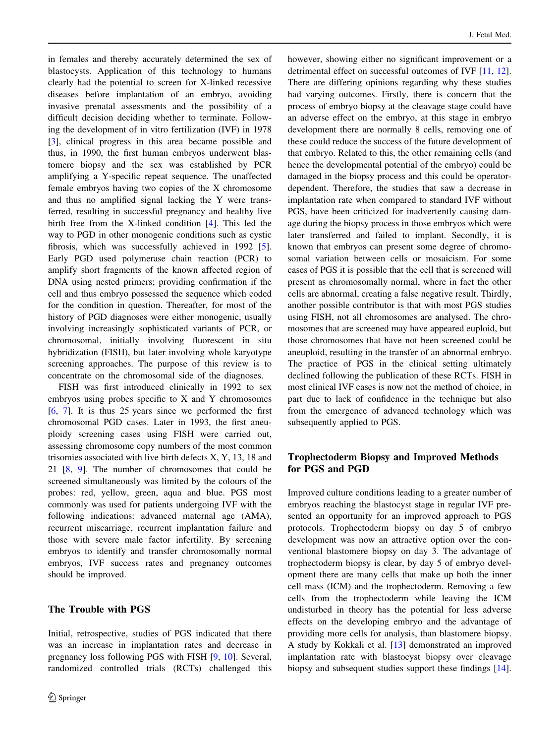in females and thereby accurately determined the sex of blastocysts. Application of this technology to humans clearly had the potential to screen for X-linked recessive diseases before implantation of an embryo, avoiding invasive prenatal assessments and the possibility of a difficult decision deciding whether to terminate. Following the development of in vitro fertilization (IVF) in 1978 [3], clinical progress in this area became possible and thus, in 1990, the first human embryos underwent blastomere biopsy and the sex was established by PCR amplifying a Y-specific repeat sequence. The unaffected female embryos having two copies of the X chromosome and thus no amplified signal lacking the Y were transferred, resulting in successful pregnancy and healthy live birth free from the X-linked condition [4]. This led the way to PGD in other monogenic conditions such as cystic fibrosis, which was successfully achieved in 1992 [5]. Early PGD used polymerase chain reaction (PCR) to amplify short fragments of the known affected region of DNA using nested primers; providing confirmation if the cell and thus embryo possessed the sequence which coded for the condition in question. Thereafter, for most of the history of PGD diagnoses were either monogenic, usually involving increasingly sophisticated variants of PCR, or chromosomal, initially involving fluorescent in situ hybridization (FISH), but later involving whole karyotype screening approaches. The purpose of this review is to concentrate on the chromosomal side of the diagnoses.

FISH was first introduced clinically in 1992 to sex embryos using probes specific to X and Y chromosomes [6, 7]. It is thus 25 years since we performed the first chromosomal PGD cases. Later in 1993, the first aneuploidy screening cases using FISH were carried out, assessing chromosome copy numbers of the most common trisomies associated with live birth defects X, Y, 13, 18 and 21 [8, 9]. The number of chromosomes that could be screened simultaneously was limited by the colours of the probes: red, yellow, green, aqua and blue. PGS most commonly was used for patients undergoing IVF with the following indications: advanced maternal age (AMA), recurrent miscarriage, recurrent implantation failure and those with severe male factor infertility. By screening embryos to identify and transfer chromosomally normal embryos, IVF success rates and pregnancy outcomes should be improved.

## The Trouble with PGS

Initial, retrospective, studies of PGS indicated that there was an increase in implantation rates and decrease in pregnancy loss following PGS with FISH [9, 10]. Several, randomized controlled trials (RCTs) challenged this however, showing either no significant improvement or a detrimental effect on successful outcomes of IVF [11, 12]. There are differing opinions regarding why these studies had varying outcomes. Firstly, there is concern that the process of embryo biopsy at the cleavage stage could have an adverse effect on the embryo, at this stage in embryo development there are normally 8 cells, removing one of these could reduce the success of the future development of that embryo. Related to this, the other remaining cells (and hence the developmental potential of the embryo) could be damaged in the biopsy process and this could be operator-dependent. Therefore, the studies that saw a decrease in implantation rate when compared to standard IVF without PGS, have been criticized for inadvertently causing damage during the biopsy process in those embryos which were later transferred and failed to implant. Secondly, it is known that embryos can present some degree of chromosomal variation between cells or mosaicism. For some cases of PGS it is possible that the cell that is screened will present as chromosomally normal, where in fact the other cells are abnormal, creating a false negative result. Thirdly, another possible contributor is that with most PGS studies using FISH, not all chromosomes are analysed. The chromosomes that are screened may have appeared euploid, but those chromosomes that have not been screened could be aneuploid, resulting in the transfer of an abnormal embryo. The practice of PGS in the clinical setting ultimately declined following the publication of these RCTs. FISH in most clinical IVF cases is now not the method of choice, in part due to lack of confidence in the technique but also from the emergence of advanced technology which was subsequently applied to PGS.

## Trophectoderm Biopsy and Improved Methods for PGS and PGD

Improved culture conditions leading to a greater number of embryos reaching the blastocyst stage in regular IVF presented an opportunity for an improved approach to PGS protocols. Trophectoderm biopsy on day 5 of embryo development was now an attractive option over the conventional blastomere biopsy on day 3. The advantage of trophectoderm biopsy is clear, by day 5 of embryo development there are many cells that make up both the inner cell mass (ICM) and the trophectoderm. Removing a few cells from the trophectoderm while leaving the ICM undisturbed in theory has the potential for less adverse effects on the developing embryo and the advantage of providing more cells for analysis, than blastomere biopsy. A study by Kokkali et al. [13] demonstrated an improved implantation rate with blastocyst biopsy over cleavage biopsy and subsequent studies support these findings [14].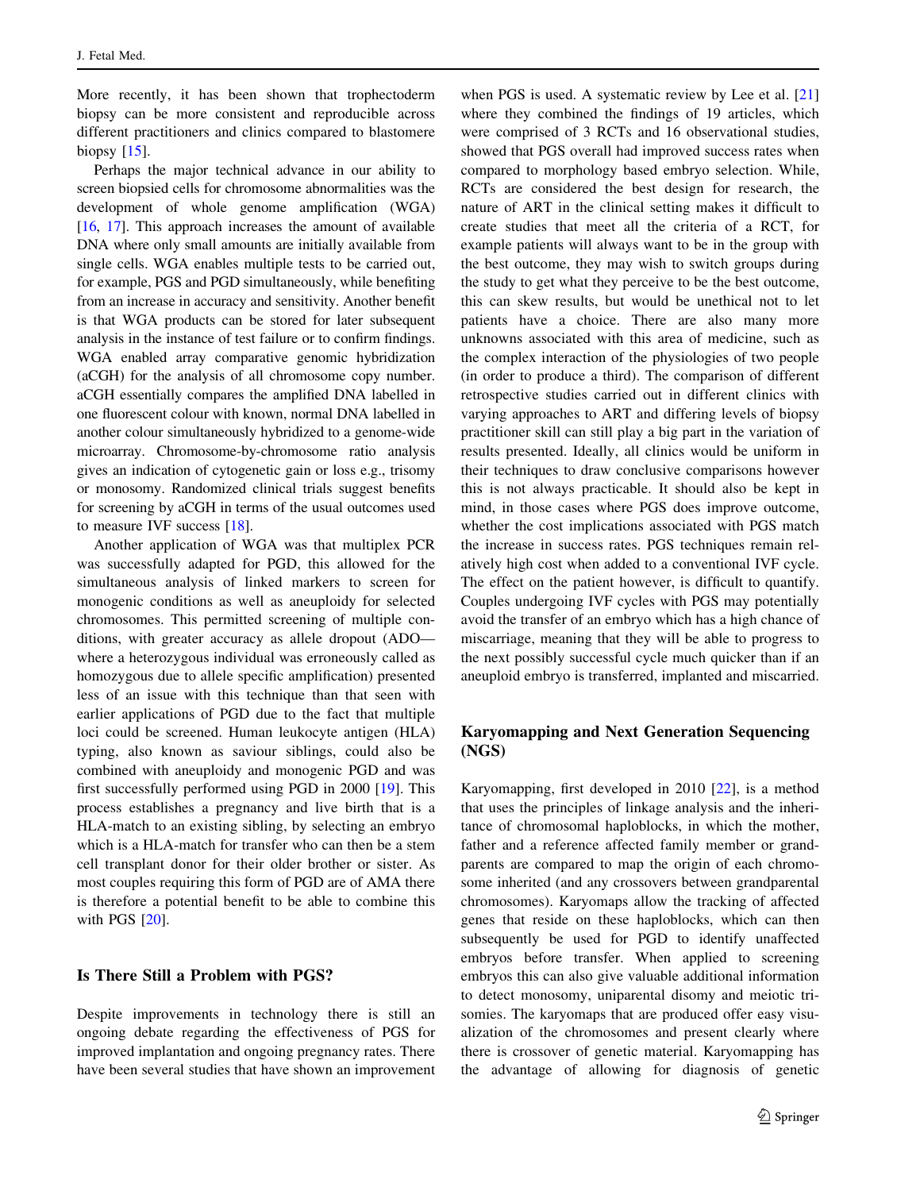More recently, it has been shown that trophectoderm biopsy can be more consistent and reproducible across different practitioners and clinics compared to blastomere biopsy [15].

Perhaps the major technical advance in our ability to screen biopsied cells for chromosome abnormalities was the development of whole genome amplification (WGA) [16, 17]. This approach increases the amount of available DNA where only small amounts are initially available from single cells. WGA enables multiple tests to be carried out, for example, PGS and PGD simultaneously, while benefiting from an increase in accuracy and sensitivity. Another benefit is that WGA products can be stored for later subsequent analysis in the instance of test failure or to confirm findings. WGA enabled array comparative genomic hybridization (aCGH) for the analysis of all chromosome copy number. aCGH essentially compares the amplified DNA labelled in one fluorescent colour with known, normal DNA labelled in another colour simultaneously hybridized to a genome-wide microarray. Chromosome-by-chromosome ratio analysis gives an indication of cytogenetic gain or loss e.g., trisomy or monosomy. Randomized clinical trials suggest benefits for screening by aCGH in terms of the usual outcomes used to measure IVF success [18].

Another application of WGA was that multiplex PCR was successfully adapted for PGD, this allowed for the simultaneous analysis of linked markers to screen for monogenic conditions as well as aneuploidy for selected chromosomes. This permitted screening of multiple conditions, with greater accuracy as allele dropout (ADO—where a heterozygous individual was erroneously called as homozygous due to allele specific amplification) presented less of an issue with this technique than that seen with earlier applications of PGD due to the fact that multiple loci could be screened. Human leukocyte antigen (HLA) typing, also known as saviour siblings, could also be combined with aneuploidy and monogenic PGD and was first successfully performed using PGD in 2000 [19]. This process establishes a pregnancy and live birth that is a HLA-match to an existing sibling, by selecting an embryo which is a HLA-match for transfer who can then be a stem cell transplant donor for their older brother or sister. As most couples requiring this form of PGD are of AMA there is therefore a potential benefit to be able to combine this with PGS [20].

## Is There Still a Problem with PGS?

Despite improvements in technology there is still an ongoing debate regarding the effectiveness of PGS for improved implantation and ongoing pregnancy rates. There have been several studies that have shown an improvement when PGS is used. A systematic review by Lee et al. [21] where they combined the findings of 19 articles, which were comprised of 3 RCTs and 16 observational studies, showed that PGS overall had improved success rates when compared to morphology based embryo selection. While, RCTs are considered the best design for research, the nature of ART in the clinical setting makes it difficult to create studies that meet all the criteria of a RCT, for example patients will always want to be in the group with the best outcome, they may wish to switch groups during the study to get what they perceive to be the best outcome, this can skew results, but would be unethical not to let patients have a choice. There are also many more unknowns associated with this area of medicine, such as the complex interaction of the physiologies of two people (in order to produce a third). The comparison of different retrospective studies carried out in different clinics with varying approaches to ART and differing levels of biopsy practitioner skill can still play a big part in the variation of results presented. Ideally, all clinics would be uniform in their techniques to draw conclusive comparisons however this is not always practicable. It should also be kept in mind, in those cases where PGS does improve outcome, whether the cost implications associated with PGS match the increase in success rates. PGS techniques remain relatively high cost when added to a conventional IVF cycle. The effect on the patient however, is difficult to quantify. Couples undergoing IVF cycles with PGS may potentially avoid the transfer of an embryo which has a high chance of miscarriage, meaning that they will be able to progress to the next possibly successful cycle much quicker than if an aneuploid embryo is transferred, implanted and miscarried.

## Karyomapping and Next Generation Sequencing (NGS)

Karyomapping, first developed in 2010 [22], is a method that uses the principles of linkage analysis and the inheritance of chromosomal haploblocks, in which the mother, father and a reference affected family member or grandparents are compared to map the origin of each chromosome inherited (and any crossovers between grandparental chromosomes). Karyomaps allow the tracking of affected genes that reside on these haploblocks, which can then subsequently be used for PGD to identify unaffected embryos before transfer. When applied to screening embryos this can also give valuable additional information to detect monosomy, uniparental disomy and meiotic trisomies. The karyomaps that are produced offer easy visualization of the chromosomes and present clearly where there is crossover of genetic material. Karyomapping has the advantage of allowing for diagnosis of genetic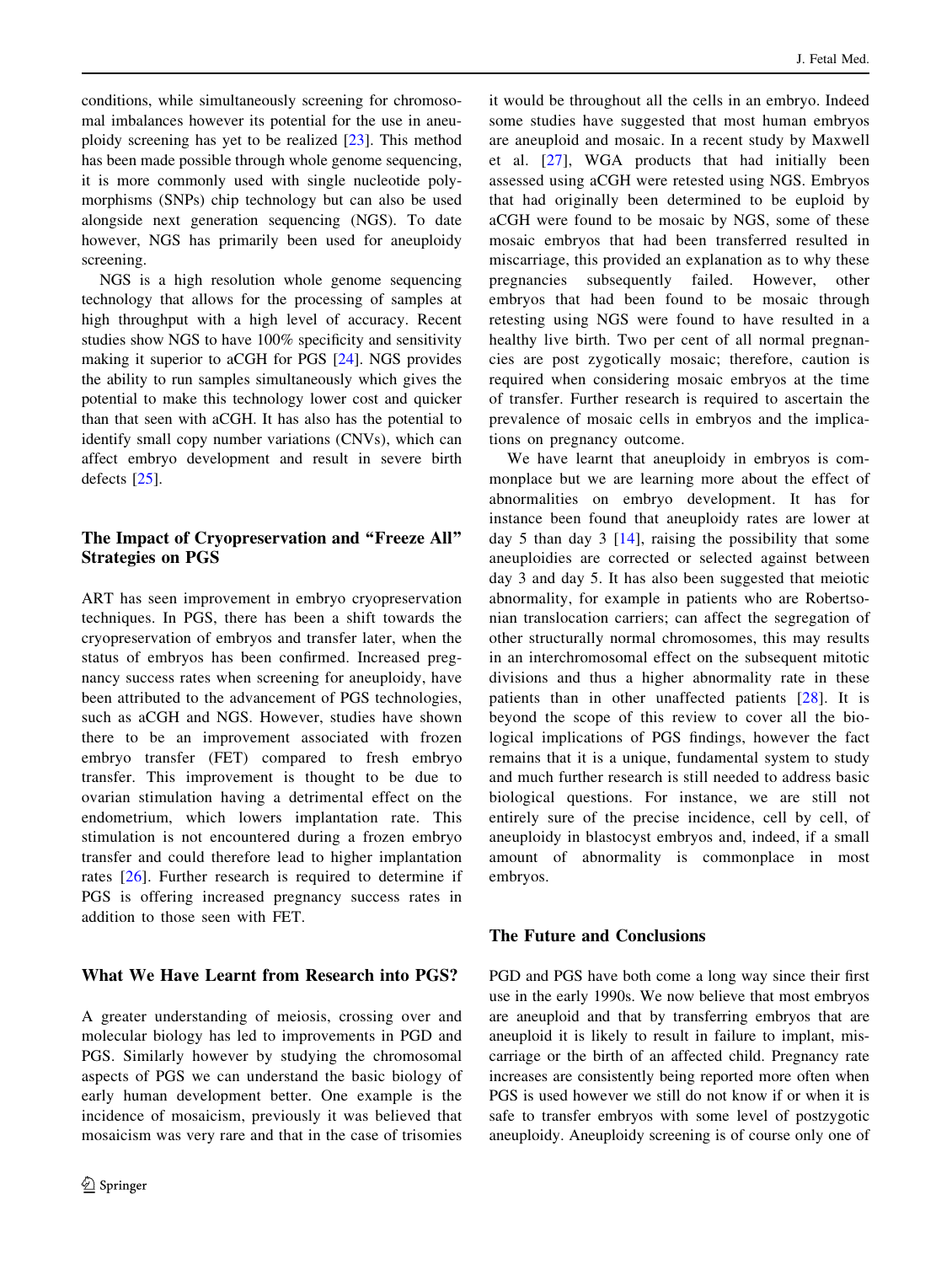conditions, while simultaneously screening for chromosomal imbalances however its potential for the use in aneuploidy screening has yet to be realized [23]. This method has been made possible through whole genome sequencing, it is more commonly used with single nucleotide polymorphisms (SNPs) chip technology but can also be used alongside next generation sequencing (NGS). To date however, NGS has primarily been used for aneuploidy screening.

NGS is a high resolution whole genome sequencing technology that allows for the processing of samples at high throughput with a high level of accuracy. Recent studies show NGS to have 100% specificity and sensitivity making it superior to aCGH for PGS [24]. NGS provides the ability to run samples simultaneously which gives the potential to make this technology lower cost and quicker than that seen with aCGH. It has also has the potential to identify small copy number variations (CNVs), which can affect embryo development and result in severe birth defects [25].

## The Impact of Cryopreservation and "Freeze All" Strategies on PGS

ART has seen improvement in embryo cryopreservation techniques. In PGS, there has been a shift towards the cryopreservation of embryos and transfer later, when the status of embryos has been confirmed. Increased pregnancy success rates when screening for aneuploidy, have been attributed to the advancement of PGS technologies, such as aCGH and NGS. However, studies have shown there to be an improvement associated with frozen embryo transfer (FET) compared to fresh embryo transfer. This improvement is thought to be due to ovarian stimulation having a detrimental effect on the endometrium, which lowers implantation rate. This stimulation is not encountered during a frozen embryo transfer and could therefore lead to higher implantation rates [26]. Further research is required to determine if PGS is offering increased pregnancy success rates in addition to those seen with FET.

## What We Have Learnt from Research into PGS?

A greater understanding of meiosis, crossing over and molecular biology has led to improvements in PGD and PGS. Similarly however by studying the chromosomal aspects of PGS we can understand the basic biology of early human development better. One example is the incidence of mosaicism, previously it was believed that mosaicism was very rare and that in the case of trisomies it would be throughout all the cells in an embryo. Indeed some studies have suggested that most human embryos are aneuploid and mosaic. In a recent study by Maxwell et al. [27], WGA products that had initially been assessed using aCGH were retested using NGS. Embryos that had originally been determined to be euploid by aCGH were found to be mosaic by NGS, some of these mosaic embryos that had been transferred resulted in miscarriage, this provided an explanation as to why these pregnancies subsequently failed. However, other embryos that had been found to be mosaic through retesting using NGS were found to have resulted in a healthy live birth. Two per cent of all normal pregnancies are post zygotically mosaic; therefore, caution is required when considering mosaic embryos at the time of transfer. Further research is required to ascertain the prevalence of mosaic cells in embryos and the implications on pregnancy outcome.

We have learnt that aneuploidy in embryos is commonplace but we are learning more about the effect of abnormalities on embryo development. It has for instance been found that aneuploidy rates are lower at day 5 than day 3 [14], raising the possibility that some aneuploidies are corrected or selected against between day 3 and day 5. It has also been suggested that meiotic abnormality, for example in patients who are Robertsonian translocation carriers; can affect the segregation of other structurally normal chromosomes, this may results in an interchromosomal effect on the subsequent mitotic divisions and thus a higher abnormality rate in these patients than in other unaffected patients [28]. It is beyond the scope of this review to cover all the biological implications of PGS findings, however the fact remains that it is a unique, fundamental system to study and much further research is still needed to address basic biological questions. For instance, we are still not entirely sure of the precise incidence, cell by cell, of aneuploidy in blastocyst embryos and, indeed, if a small amount of abnormality is commonplace in most embryos.

## The Future and Conclusions

PGD and PGS have both come a long way since their first use in the early 1990s. We now believe that most embryos are aneuploid and that by transferring embryos that are aneuploid it is likely to result in failure to implant, miscarriage or the birth of an affected child. Pregnancy rate increases are consistently being reported more often when PGS is used however we still do not know if or when it is safe to transfer embryos with some level of postzygotic aneuploidy. Aneuploidy screening is of course only one of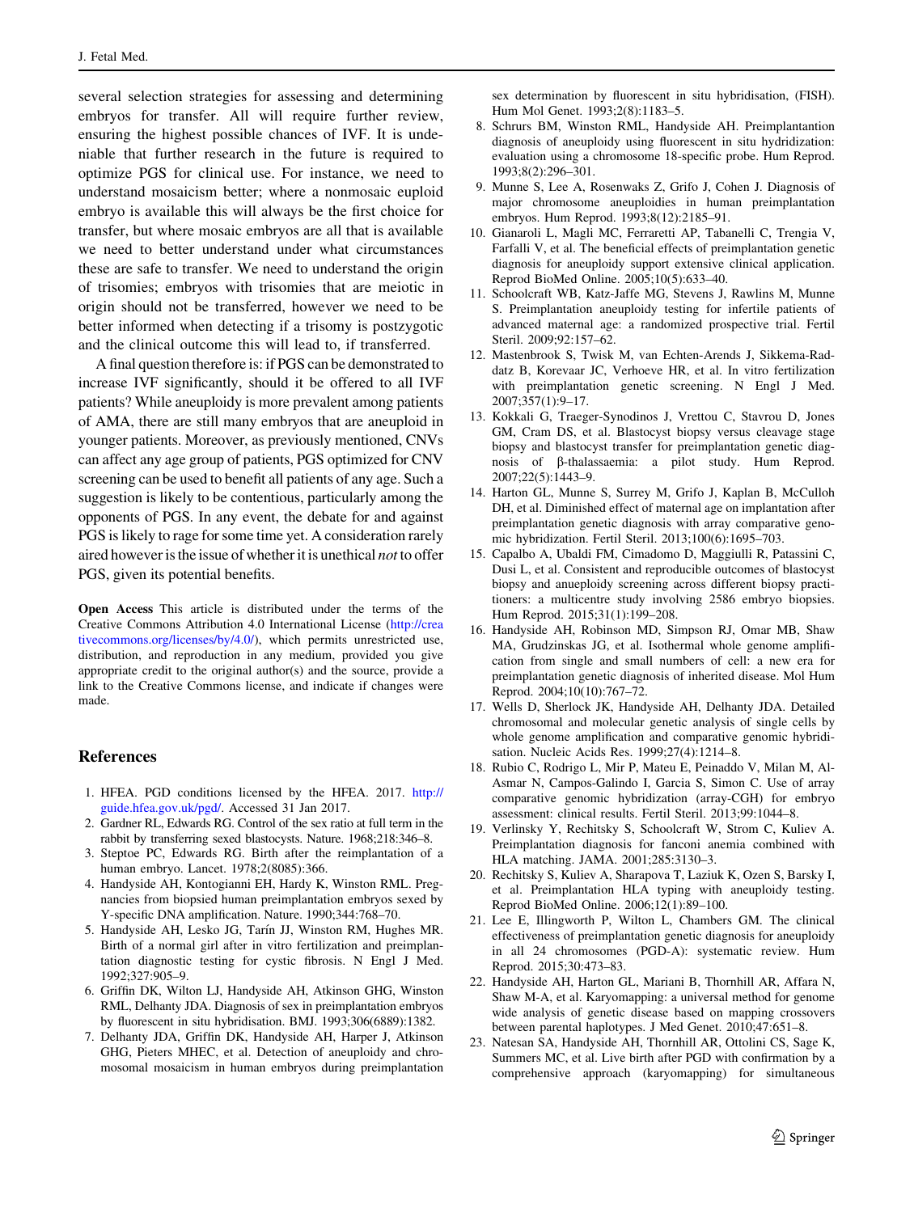several selection strategies for assessing and determining embryos for transfer. All will require further review, ensuring the highest possible chances of IVF. It is undeniable that further research in the future is required to optimize PGS for clinical use. For instance, we need to understand mosaicism better; where a nonmosaic euploid embryo is available this will always be the first choice for transfer, but where mosaic embryos are all that is available we need to better understand under what circumstances these are safe to transfer. We need to understand the origin of trisomies; embryos with trisomies that are meiotic in origin should not be transferred, however we need to be better informed when detecting if a trisomy is postzygotic and the clinical outcome this will lead to, if transferred.

A final question therefore is: if PGS can be demonstrated to increase IVF significantly, should it be offered to all IVF patients? While aneuploidy is more prevalent among patients of AMA, there are still many embryos that are aneuploid in younger patients. Moreover, as previously mentioned, CNVs can affect any age group of patients, PGS optimized for CNV screening can be used to benefit all patients of any age. Such a suggestion is likely to be contentious, particularly among the opponents of PGS. In any event, the debate for and against PGS is likely to rage for some time yet. A consideration rarely aired however is the issue of whether it is unethical *not* to offer PGS, given its potential benefits.

**Open Access** This article is distributed under the terms of the Creative Commons Attribution 4.0 International License (http://creativecommons.org/licenses/by/4.0/), which permits unrestricted use, distribution, and reproduction in any medium, provided you give appropriate credit to the original author(s) and the source, provide a link to the Creative Commons license, and indicate if changes were made.

## References

1. HFEA. PGD conditions licensed by the HFEA. 2017. http://guide.hfea.gov.uk/pgd/. Accessed 31 Jan 2017.
2. Gardner RL, Edwards RG. Control of the sex ratio at full term in the rabbit by transferring sexed blastocysts. Nature. 1968;218:346–8.
3. Steptoe PC, Edwards RG. Birth after the reimplantation of a human embryo. Lancet. 1978;2(8085):366.
4. Handyside AH, Kontogianni EH, Hardy K, Winston RML. Pregnancies from biopsied human preimplantation embryos sexed by Y-specific DNA amplification. Nature. 1990;344:768–70.
5. Handyside AH, Lesko JG, Tarín JJ, Winston RM, Hughes MR. Birth of a normal girl after in vitro fertilization and preimplantation diagnostic testing for cystic fibrosis. N Engl J Med. 1992;327:905–9.
6. Griffin DK, Wilton LJ, Handyside AH, Atkinson GHG, Winston RML, Delhanty JDA. Diagnosis of sex in preimplantation embryos by fluorescent in situ hybridisation. BMJ. 1993;306(6889):1382.
7. Delhanty JDA, Griffin DK, Handyside AH, Harper J, Atkinson GHG, Pieters MHEC, et al. Detection of aneuploidy and chromosomal mosaicism in human embryos during preimplantation sex determination by fluorescent in situ hybridisation, (FISH). Hum Mol Genet. 1993;2(8):1183–5.
8. Schrurs BM, Winston RML, Handyside AH. Preimplantation diagnosis of aneuploidy using fluorescent in situ hydridization: evaluation using a chromosome 18-specific probe. Hum Reprod. 1993;8(2):296–301.
9. Munne S, Lee A, Rosenwaks Z, Grifo J, Cohen J. Diagnosis of major chromosome aneuploidies in human preimplantation embryos. Hum Reprod. 1993;8(12):2185–91.
10. Gianaroli L, Magli MC, Ferraretti AP, Tabanelli C, Trengia V, Farfalli V, et al. The beneficial effects of preimplantation genetic diagnosis for aneuploidy support extensive clinical application. Reprod BioMed Online. 2005;10(5):633–40.
11. Schoolcraft WB, Katz-Jaffe MG, Stevens J, Rawlins M, Munne S. Preimplantation aneuploidy testing for infertile patients of advanced maternal age: a randomized prospective trial. Fertil Steril. 2009;92:157–62.
12. Mastenbroek S, Twisk M, van Echten-Arends J, Sikkema-Raddatz B, Korevaar JC, Verhoeve HR, et al. In vitro fertilization with preimplantation genetic screening. N Engl J Med. 2007;357(1):9–17.
13. Kokkali G, Traeger-Synodinos J, Vrettou C, Stavrou D, Jones GM, Cram DS, et al. Blastocyst biopsy versus cleavage stage biopsy and blastocyst transfer for preimplantation genetic diagnosis of β-thalassaemia: a pilot study. Hum Reprod. 2007;22(5):1443–9.
14. Harton GL, Munne S, Surrey M, Grifo J, Kaplan B, McCulloh DH, et al. Diminished effect of maternal age on implantation after preimplantation genetic diagnosis with array comparative genomic hybridization. Fertil Steril. 2013;100(6):1695–703.
15. Capalbo A, Ubaldi FM, Cimadomo D, Maggiulli R, Patassini C, Dusi L, et al. Consistent and reproducible outcomes of blastocyst biopsy and aneuploidy screening across different biopsy practitioners: a multicentre study involving 2586 embryo biopsies. Hum Reprod. 2015;31(1):199–208.
16. Handyside AH, Robinson MD, Simpson RJ, Omar MB, Shaw MA, Grudzinskas JG, et al. Isothermal whole genome amplification from single and small numbers of cell: a new era for preimplantation genetic diagnosis of inherited disease. Mol Hum Reprod. 2004;10(10):767–72.
17. Wells D, Sherlock JK, Handyside AH, Delhanty JDA. Detailed chromosomal and molecular genetic analysis of single cells by whole genome amplification and comparative genomic hybridisation. Nucleic Acids Res. 1999;27(4):1214–8.
18. Rubio C, Rodrigo L, Mir P, Mateu E, Peinaddo V, Milan M, Al-Asmar N, Campos-Galindo I, Garcia S, Simon C. Use of array comparative genomic hybridization (array-CGH) for embryo assessment: clinical results. Fertil Steril. 2013;99:1044–8.
19. Verlinsky Y, Rechitsky S, Schoolcraft W, Strom C, Kuliev A. Preimplantation diagnosis for fanconi anemia combined with HLA matching. JAMA. 2001;285:3130–3.
20. Rechitsky S, Kuliev A, Sharapova T, Laziuk K, Ozen S, Barsky I, et al. Preimplantation HLA typing with aneuploidy testing. Reprod BioMed Online. 2006;12(1):89–100.
21. Lee E, Illingworth P, Wilton L, Chambers GM. The clinical effectiveness of preimplantation genetic diagnosis for aneuploidy in all 24 chromosomes (PGD-A): systematic review. Hum Reprod. 2015;30:473–83.
22. Handyside AH, Harton GL, Mariani B, Thornhill AR, Affara N, Shaw M-A, et al. Karyomapping: a universal method for genome wide analysis of genetic disease based on mapping crossovers between parental haplotypes. J Med Genet. 2010;47:651–8.
23. Natesan SA, Handyside AH, Thornhill AR, Ottolini CS, Sage K, Summers MC, et al. Live birth after PGD with confirmation by a comprehensive approach (karyomapping) for simultaneous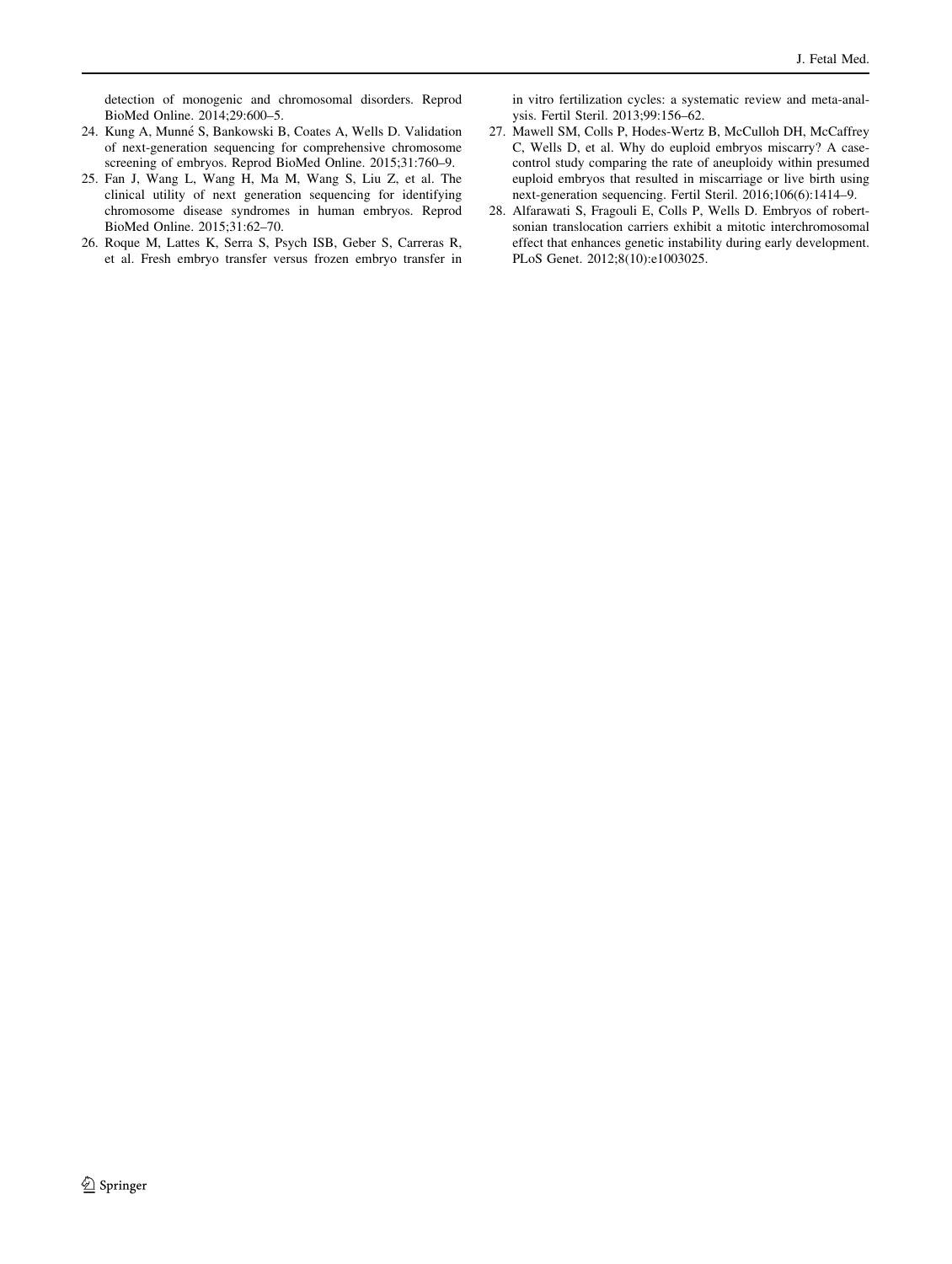detection of monogenic and chromosomal disorders. Reprod BioMed Online. 2014;29:600–5.

24. Kung A, Munné S, Bankowski B, Coates A, Wells D. Validation of next-generation sequencing for comprehensive chromosome screening of embryos. Reprod BioMed Online. 2015;31:760–9.
25. Fan J, Wang L, Wang H, Ma M, Wang S, Liu Z, et al. The clinical utility of next generation sequencing for identifying chromosome disease syndromes in human embryos. Reprod BioMed Online. 2015;31:62–70.
26. Roque M, Lattes K, Serra S, Psych ISB, Geber S, Carreras R, et al. Fresh embryo transfer versus frozen embryo transfer in in vitro fertilization cycles: a systematic review and meta-analysis. Fertil Steril. 2013;99:156–62.
27. Mawell SM, Colls P, Hodes-Wertz B, McCulloh DH, McCaffrey C, Wells D, et al. Why do euploid embryos miscarry? A case-control study comparing the rate of aneuploidy within presumed euploid embryos that resulted in miscarriage or live birth using next-generation sequencing. Fertil Steril. 2016;106(6):1414–9.
28. Alfarawati S, Fragouli E, Colls P, Wells D. Embryos of robertsonian translocation carriers exhibit a mitotic interchromosomal effect that enhances genetic instability during early development. PLoS Genet. 2012;8(10):e1003025.